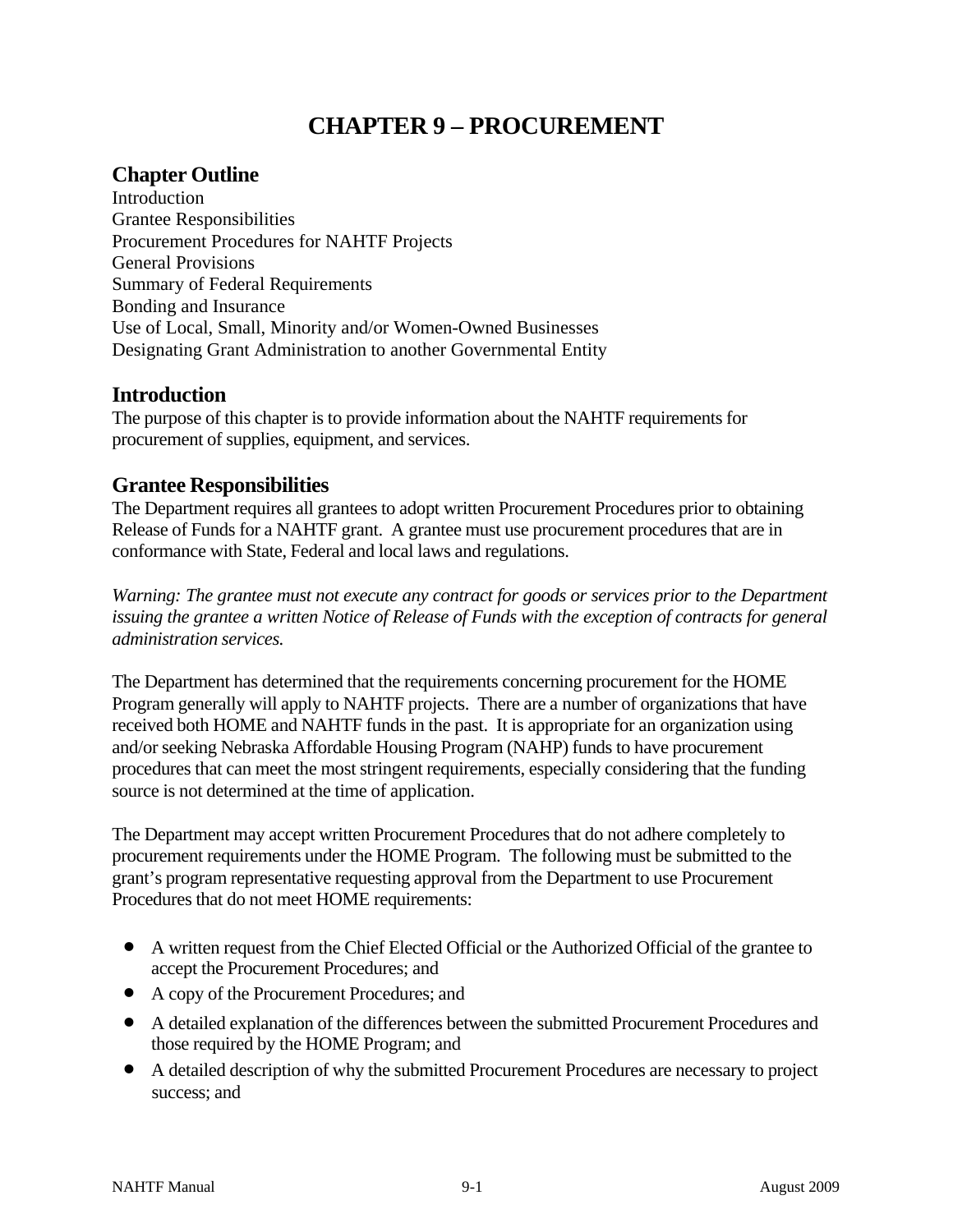# CHAPTER 9 – PROCUREMENT

## Chapter Outline

Introduction
Grantee Responsibilities
Procurement Procedures for NAHTF Projects
General Provisions
Summary of Federal Requirements
Bonding and Insurance
Use of Local, Small, Minority and/or Women-Owned Businesses
Designating Grant Administration to another Governmental Entity

## Introduction

The purpose of this chapter is to provide information about the NAHTF requirements for procurement of supplies, equipment, and services.

## Grantee Responsibilities

The Department requires all grantees to adopt written Procurement Procedures prior to obtaining Release of Funds for a NAHTF grant. A grantee must use procurement procedures that are in conformance with State, Federal and local laws and regulations.

*Warning: The grantee must not execute any contract for goods or services prior to the Department issuing the grantee a written Notice of Release of Funds with the exception of contracts for general administration services.*

The Department has determined that the requirements concerning procurement for the HOME Program generally will apply to NAHTF projects. There are a number of organizations that have received both HOME and NAHTF funds in the past. It is appropriate for an organization using and/or seeking Nebraska Affordable Housing Program (NAHP) funds to have procurement procedures that can meet the most stringent requirements, especially considering that the funding source is not determined at the time of application.

The Department may accept written Procurement Procedures that do not adhere completely to procurement requirements under the HOME Program. The following must be submitted to the grant's program representative requesting approval from the Department to use Procurement Procedures that do not meet HOME requirements:

- A written request from the Chief Elected Official or the Authorized Official of the grantee to accept the Procurement Procedures; and
- A copy of the Procurement Procedures; and
- A detailed explanation of the differences between the submitted Procurement Procedures and those required by the HOME Program; and
- A detailed description of why the submitted Procurement Procedures are necessary to project success; and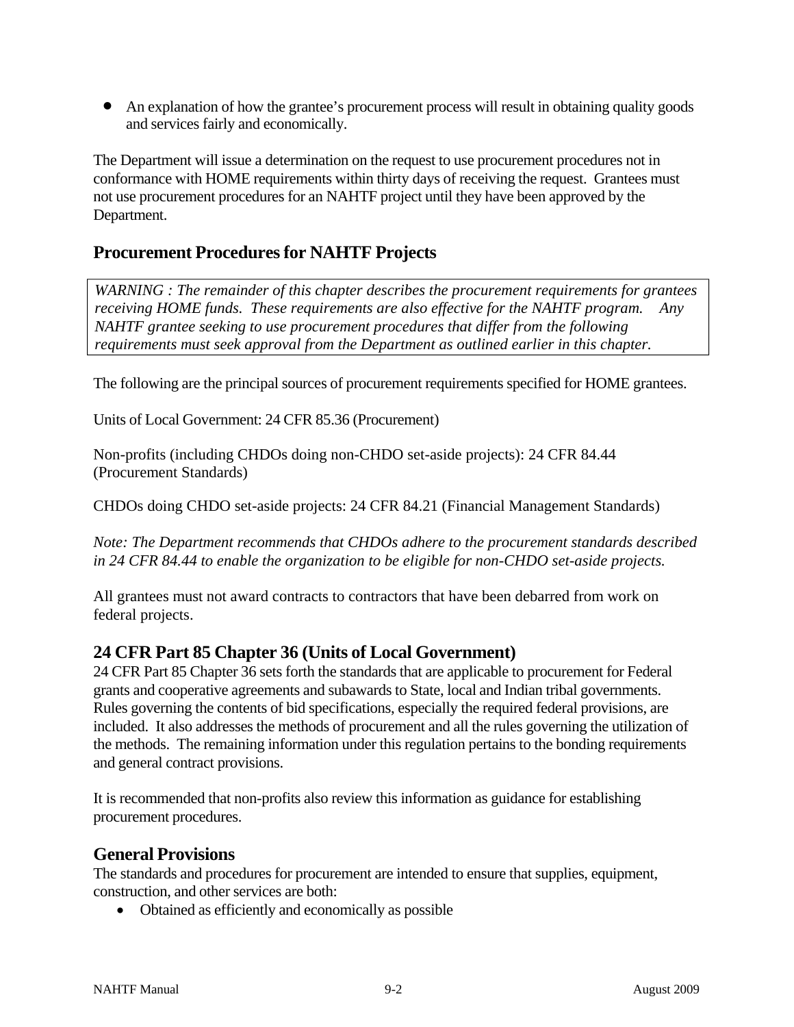- An explanation of how the grantee's procurement process will result in obtaining quality goods and services fairly and economically.

The Department will issue a determination on the request to use procurement procedures not in conformance with HOME requirements within thirty days of receiving the request. Grantees must not use procurement procedures for an NAHTF project until they have been approved by the Department.

## Procurement Procedures for NAHTF Projects

*WARNING : The remainder of this chapter describes the procurement requirements for grantees receiving HOME funds. These requirements are also effective for the NAHTF program. Any NAHTF grantee seeking to use procurement procedures that differ from the following requirements must seek approval from the Department as outlined earlier in this chapter.*

The following are the principal sources of procurement requirements specified for HOME grantees.

Units of Local Government: 24 CFR 85.36 (Procurement)

Non-profits (including CHDOs doing non-CHDO set-aside projects): 24 CFR 84.44 (Procurement Standards)

CHDOs doing CHDO set-aside projects: 24 CFR 84.21 (Financial Management Standards)

*Note: The Department recommends that CHDOs adhere to the procurement standards described in 24 CFR 84.44 to enable the organization to be eligible for non-CHDO set-aside projects.*

All grantees must not award contracts to contractors that have been debarred from work on federal projects.

## 24 CFR Part 85 Chapter 36 (Units of Local Government)

24 CFR Part 85 Chapter 36 sets forth the standards that are applicable to procurement for Federal grants and cooperative agreements and subawards to State, local and Indian tribal governments. Rules governing the contents of bid specifications, especially the required federal provisions, are included. It also addresses the methods of procurement and all the rules governing the utilization of the methods. The remaining information under this regulation pertains to the bonding requirements and general contract provisions.

It is recommended that non-profits also review this information as guidance for establishing procurement procedures.

## General Provisions

The standards and procedures for procurement are intended to ensure that supplies, equipment, construction, and other services are both:

- Obtained as efficiently and economically as possible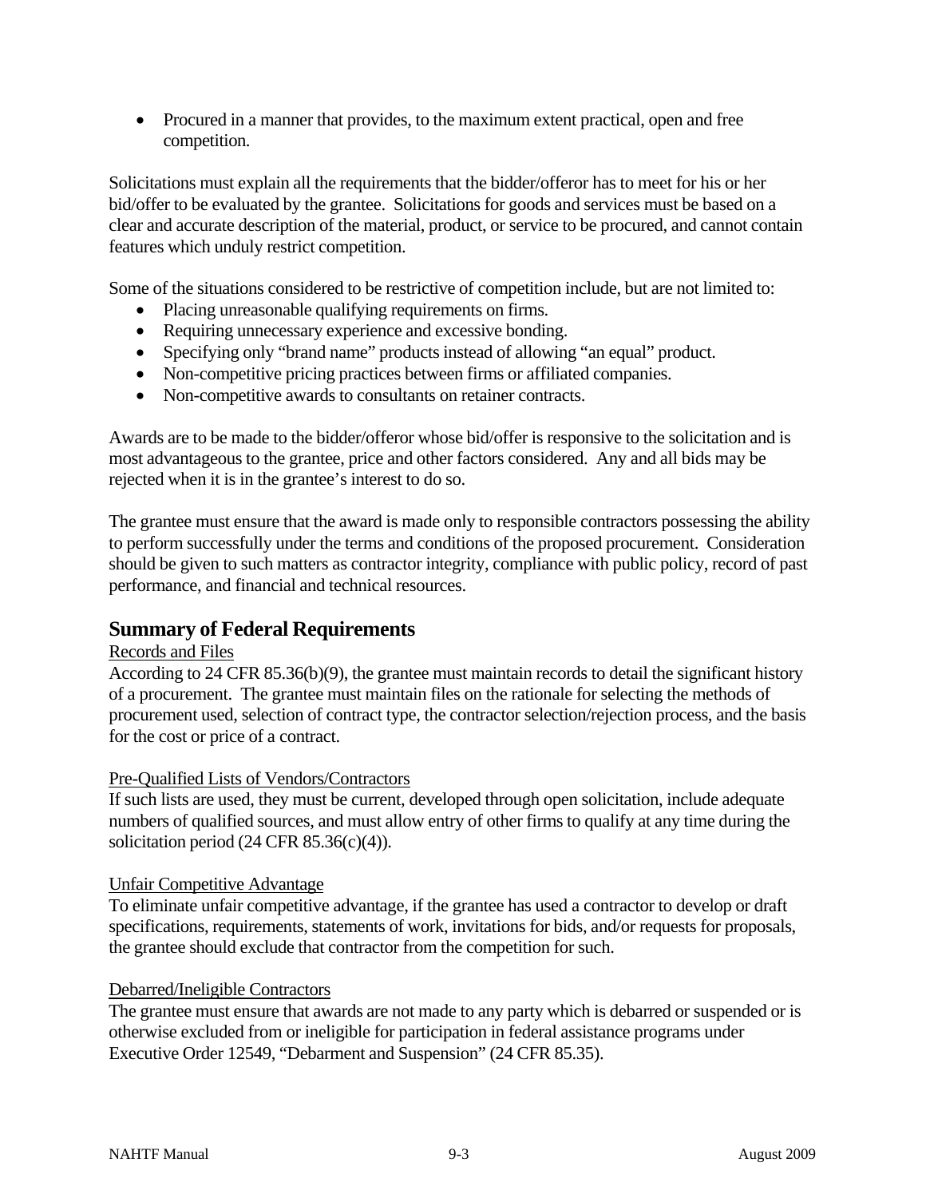- Procured in a manner that provides, to the maximum extent practical, open and free competition.

Solicitations must explain all the requirements that the bidder/offeror has to meet for his or her bid/offer to be evaluated by the grantee. Solicitations for goods and services must be based on a clear and accurate description of the material, product, or service to be procured, and cannot contain features which unduly restrict competition.

Some of the situations considered to be restrictive of competition include, but are not limited to:

- Placing unreasonable qualifying requirements on firms.
- Requiring unnecessary experience and excessive bonding.
- Specifying only "brand name" products instead of allowing "an equal" product.
- Non-competitive pricing practices between firms or affiliated companies.
- Non-competitive awards to consultants on retainer contracts.

Awards are to be made to the bidder/offeror whose bid/offer is responsive to the solicitation and is most advantageous to the grantee, price and other factors considered. Any and all bids may be rejected when it is in the grantee's interest to do so.

The grantee must ensure that the award is made only to responsible contractors possessing the ability to perform successfully under the terms and conditions of the proposed procurement. Consideration should be given to such matters as contractor integrity, compliance with public policy, record of past performance, and financial and technical resources.

## Summary of Federal Requirements

Records and Files

According to 24 CFR 85.36(b)(9), the grantee must maintain records to detail the significant history of a procurement. The grantee must maintain files on the rationale for selecting the methods of procurement used, selection of contract type, the contractor selection/rejection process, and the basis for the cost or price of a contract.

Pre-Qualified Lists of Vendors/Contractors

If such lists are used, they must be current, developed through open solicitation, include adequate numbers of qualified sources, and must allow entry of other firms to qualify at any time during the solicitation period (24 CFR 85.36(c)(4)).

Unfair Competitive Advantage

To eliminate unfair competitive advantage, if the grantee has used a contractor to develop or draft specifications, requirements, statements of work, invitations for bids, and/or requests for proposals, the grantee should exclude that contractor from the competition for such.

Debarred/Ineligible Contractors

The grantee must ensure that awards are not made to any party which is debarred or suspended or is otherwise excluded from or ineligible for participation in federal assistance programs under Executive Order 12549, "Debarment and Suspension" (24 CFR 85.35).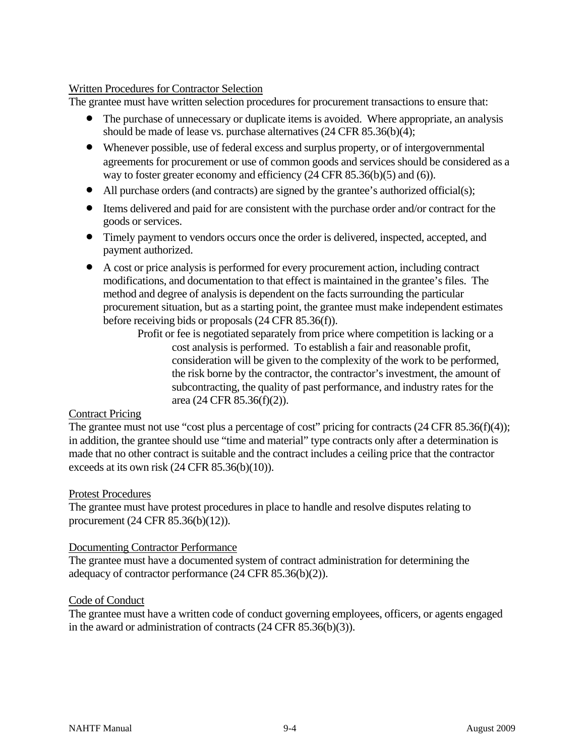Written Procedures for Contractor Selection

The grantee must have written selection procedures for procurement transactions to ensure that:

- The purchase of unnecessary or duplicate items is avoided. Where appropriate, an analysis should be made of lease vs. purchase alternatives (24 CFR 85.36(b)(4);
- Whenever possible, use of federal excess and surplus property, or of intergovernmental agreements for procurement or use of common goods and services should be considered as a way to foster greater economy and efficiency (24 CFR 85.36(b)(5) and (6)).
- All purchase orders (and contracts) are signed by the grantee's authorized official(s);
- Items delivered and paid for are consistent with the purchase order and/or contract for the goods or services.
- Timely payment to vendors occurs once the order is delivered, inspected, accepted, and payment authorized.
- A cost or price analysis is performed for every procurement action, including contract modifications, and documentation to that effect is maintained in the grantee's files. The method and degree of analysis is dependent on the facts surrounding the particular procurement situation, but as a starting point, the grantee must make independent estimates before receiving bids or proposals (24 CFR 85.36(f)).

  Profit or fee is negotiated separately from price where competition is lacking or a cost analysis is performed. To establish a fair and reasonable profit, consideration will be given to the complexity of the work to be performed, the risk borne by the contractor, the contractor's investment, the amount of subcontracting, the quality of past performance, and industry rates for the area (24 CFR 85.36(f)(2)).

Contract Pricing

The grantee must not use "cost plus a percentage of cost" pricing for contracts (24 CFR 85.36(f)(4)); in addition, the grantee should use "time and material" type contracts only after a determination is made that no other contract is suitable and the contract includes a ceiling price that the contractor exceeds at its own risk (24 CFR 85.36(b)(10)).

Protest Procedures

The grantee must have protest procedures in place to handle and resolve disputes relating to procurement (24 CFR 85.36(b)(12)).

Documenting Contractor Performance

The grantee must have a documented system of contract administration for determining the adequacy of contractor performance (24 CFR 85.36(b)(2)).

Code of Conduct

The grantee must have a written code of conduct governing employees, officers, or agents engaged in the award or administration of contracts (24 CFR 85.36(b)(3)).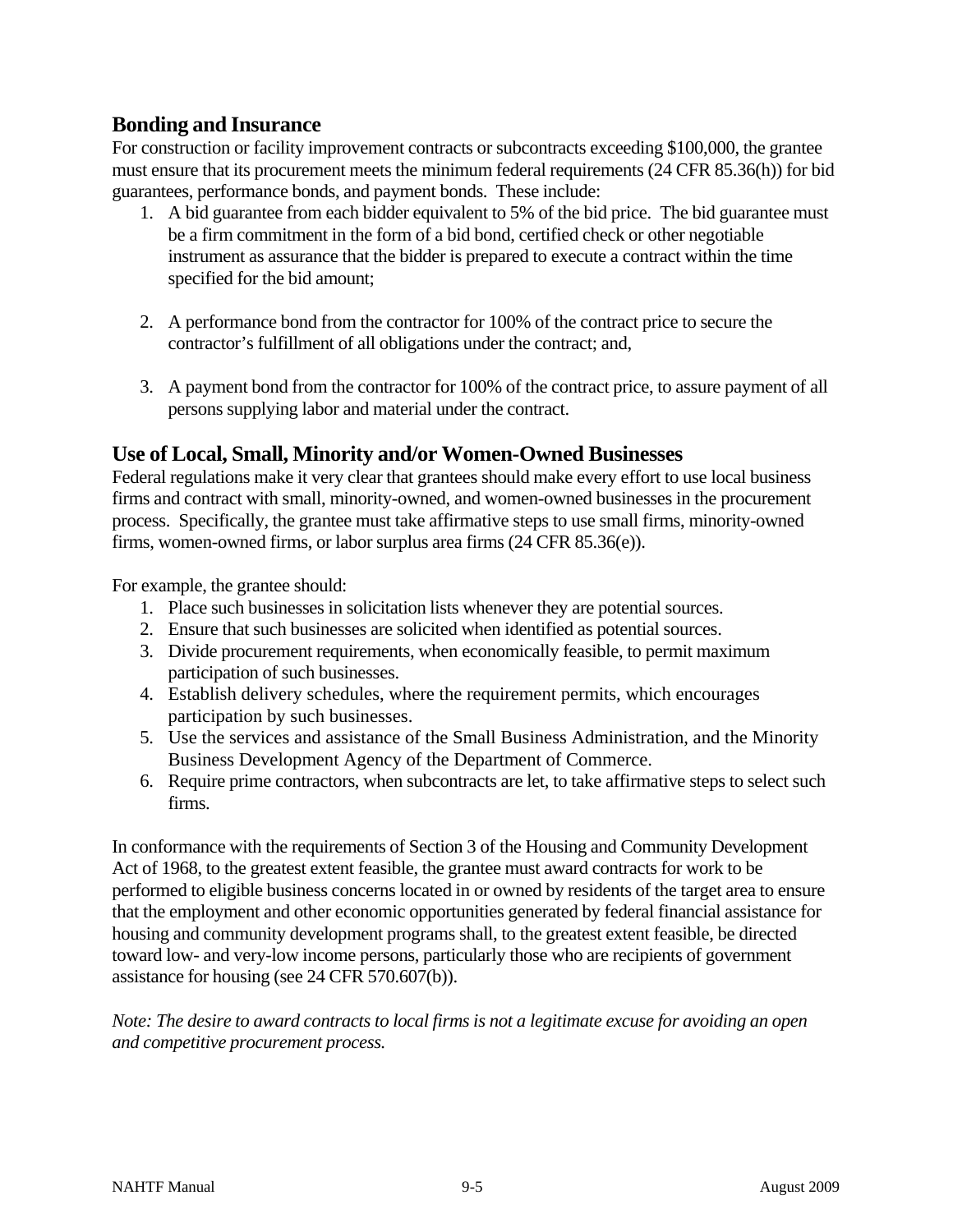## Bonding and Insurance

For construction or facility improvement contracts or subcontracts exceeding $100,000, the grantee must ensure that its procurement meets the minimum federal requirements (24 CFR 85.36(h)) for bid guarantees, performance bonds, and payment bonds. These include:

1. A bid guarantee from each bidder equivalent to 5% of the bid price. The bid guarantee must be a firm commitment in the form of a bid bond, certified check or other negotiable instrument as assurance that the bidder is prepared to execute a contract within the time specified for the bid amount;

2. A performance bond from the contractor for 100% of the contract price to secure the contractor's fulfillment of all obligations under the contract; and,

3. A payment bond from the contractor for 100% of the contract price, to assure payment of all persons supplying labor and material under the contract.

## Use of Local, Small, Minority and/or Women-Owned Businesses

Federal regulations make it very clear that grantees should make every effort to use local business firms and contract with small, minority-owned, and women-owned businesses in the procurement process. Specifically, the grantee must take affirmative steps to use small firms, minority-owned firms, women-owned firms, or labor surplus area firms (24 CFR 85.36(e)).

For example, the grantee should:

1. Place such businesses in solicitation lists whenever they are potential sources.
2. Ensure that such businesses are solicited when identified as potential sources.
3. Divide procurement requirements, when economically feasible, to permit maximum participation of such businesses.
4. Establish delivery schedules, where the requirement permits, which encourages participation by such businesses.
5. Use the services and assistance of the Small Business Administration, and the Minority Business Development Agency of the Department of Commerce.
6. Require prime contractors, when subcontracts are let, to take affirmative steps to select such firms.

In conformance with the requirements of Section 3 of the Housing and Community Development Act of 1968, to the greatest extent feasible, the grantee must award contracts for work to be performed to eligible business concerns located in or owned by residents of the target area to ensure that the employment and other economic opportunities generated by federal financial assistance for housing and community development programs shall, to the greatest extent feasible, be directed toward low- and very-low income persons, particularly those who are recipients of government assistance for housing (see 24 CFR 570.607(b)).

*Note: The desire to award contracts to local firms is not a legitimate excuse for avoiding an open and competitive procurement process.*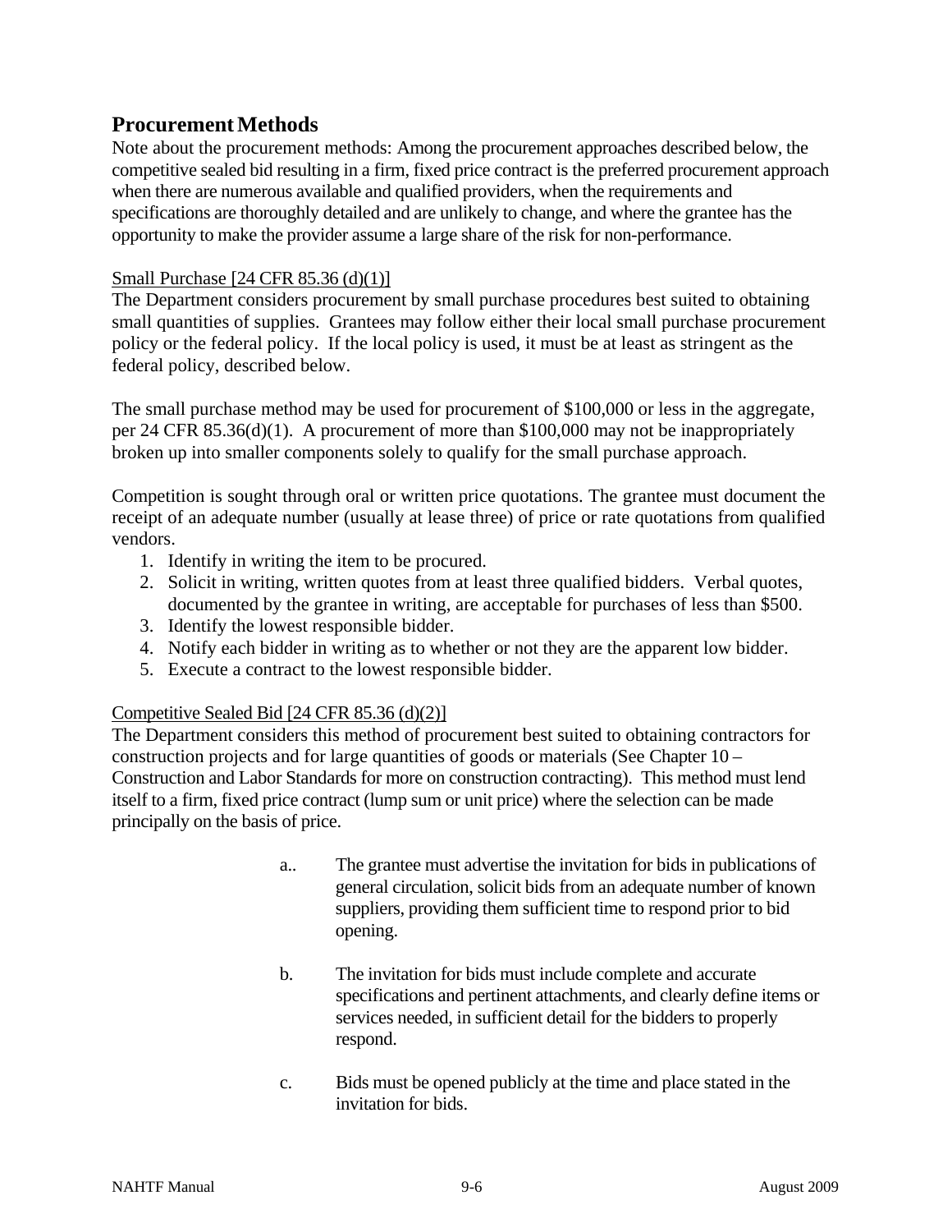## Procurement Methods

Note about the procurement methods: Among the procurement approaches described below, the competitive sealed bid resulting in a firm, fixed price contract is the preferred procurement approach when there are numerous available and qualified providers, when the requirements and specifications are thoroughly detailed and are unlikely to change, and where the grantee has the opportunity to make the provider assume a large share of the risk for non-performance.

Small Purchase [24 CFR 85.36 (d)(1)]

The Department considers procurement by small purchase procedures best suited to obtaining small quantities of supplies. Grantees may follow either their local small purchase procurement policy or the federal policy. If the local policy is used, it must be at least as stringent as the federal policy, described below.

The small purchase method may be used for procurement of $100,000 or less in the aggregate, per 24 CFR 85.36(d)(1). A procurement of more than $100,000 may not be inappropriately broken up into smaller components solely to qualify for the small purchase approach.

Competition is sought through oral or written price quotations. The grantee must document the receipt of an adequate number (usually at lease three) of price or rate quotations from qualified vendors.

1. Identify in writing the item to be procured.
2. Solicit in writing, written quotes from at least three qualified bidders. Verbal quotes, documented by the grantee in writing, are acceptable for purchases of less than $500.
3. Identify the lowest responsible bidder.
4. Notify each bidder in writing as to whether or not they are the apparent low bidder.
5. Execute a contract to the lowest responsible bidder.

Competitive Sealed Bid [24 CFR 85.36 (d)(2)]

The Department considers this method of procurement best suited to obtaining contractors for construction projects and for large quantities of goods or materials (See Chapter 10 – Construction and Labor Standards for more on construction contracting). This method must lend itself to a firm, fixed price contract (lump sum or unit price) where the selection can be made principally on the basis of price.

a.. The grantee must advertise the invitation for bids in publications of general circulation, solicit bids from an adequate number of known suppliers, providing them sufficient time to respond prior to bid opening.

b. The invitation for bids must include complete and accurate specifications and pertinent attachments, and clearly define items or services needed, in sufficient detail for the bidders to properly respond.

c. Bids must be opened publicly at the time and place stated in the invitation for bids.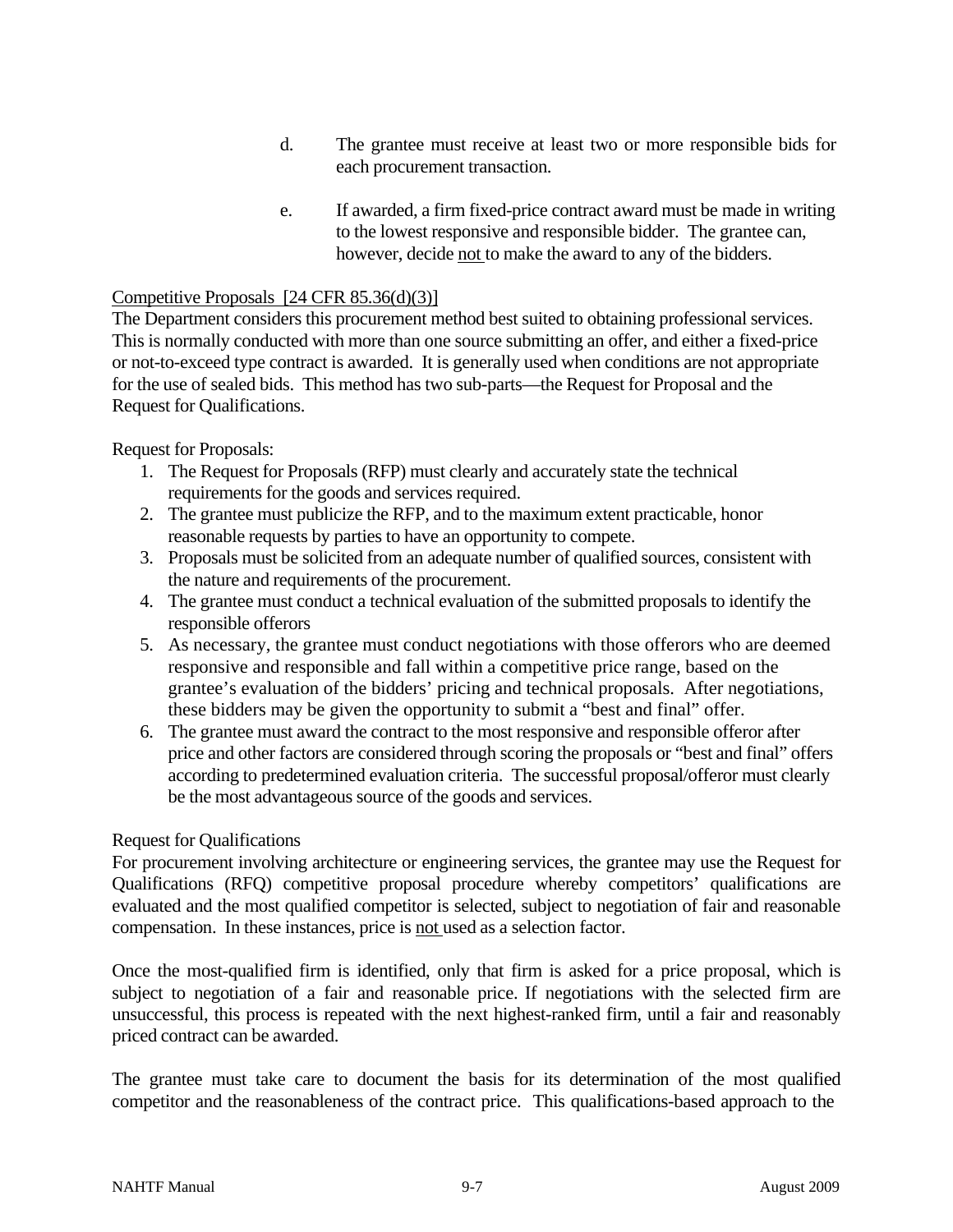d. The grantee must receive at least two or more responsible bids for each procurement transaction.

e. If awarded, a firm fixed-price contract award must be made in writing to the lowest responsive and responsible bidder. The grantee can, however, decide <u>not</u> to make the award to any of the bidders.

<u>Competitive Proposals [24 CFR 85.36(d)(3)]</u>

The Department considers this procurement method best suited to obtaining professional services. This is normally conducted with more than one source submitting an offer, and either a fixed-price or not-to-exceed type contract is awarded. It is generally used when conditions are not appropriate for the use of sealed bids. This method has two sub-parts—the Request for Proposal and the Request for Qualifications.

Request for Proposals:

1. The Request for Proposals (RFP) must clearly and accurately state the technical requirements for the goods and services required.
2. The grantee must publicize the RFP, and to the maximum extent practicable, honor reasonable requests by parties to have an opportunity to compete.
3. Proposals must be solicited from an adequate number of qualified sources, consistent with the nature and requirements of the procurement.
4. The grantee must conduct a technical evaluation of the submitted proposals to identify the responsible offerors
5. As necessary, the grantee must conduct negotiations with those offerors who are deemed responsive and responsible and fall within a competitive price range, based on the grantee's evaluation of the bidders' pricing and technical proposals. After negotiations, these bidders may be given the opportunity to submit a "best and final" offer.
6. The grantee must award the contract to the most responsive and responsible offeror after price and other factors are considered through scoring the proposals or "best and final" offers according to predetermined evaluation criteria. The successful proposal/offeror must clearly be the most advantageous source of the goods and services.

Request for Qualifications

For procurement involving architecture or engineering services, the grantee may use the Request for Qualifications (RFQ) competitive proposal procedure whereby competitors' qualifications are evaluated and the most qualified competitor is selected, subject to negotiation of fair and reasonable compensation. In these instances, price is <u>not</u> used as a selection factor.

Once the most-qualified firm is identified, only that firm is asked for a price proposal, which is subject to negotiation of a fair and reasonable price. If negotiations with the selected firm are unsuccessful, this process is repeated with the next highest-ranked firm, until a fair and reasonably priced contract can be awarded.

The grantee must take care to document the basis for its determination of the most qualified competitor and the reasonableness of the contract price. This qualifications-based approach to the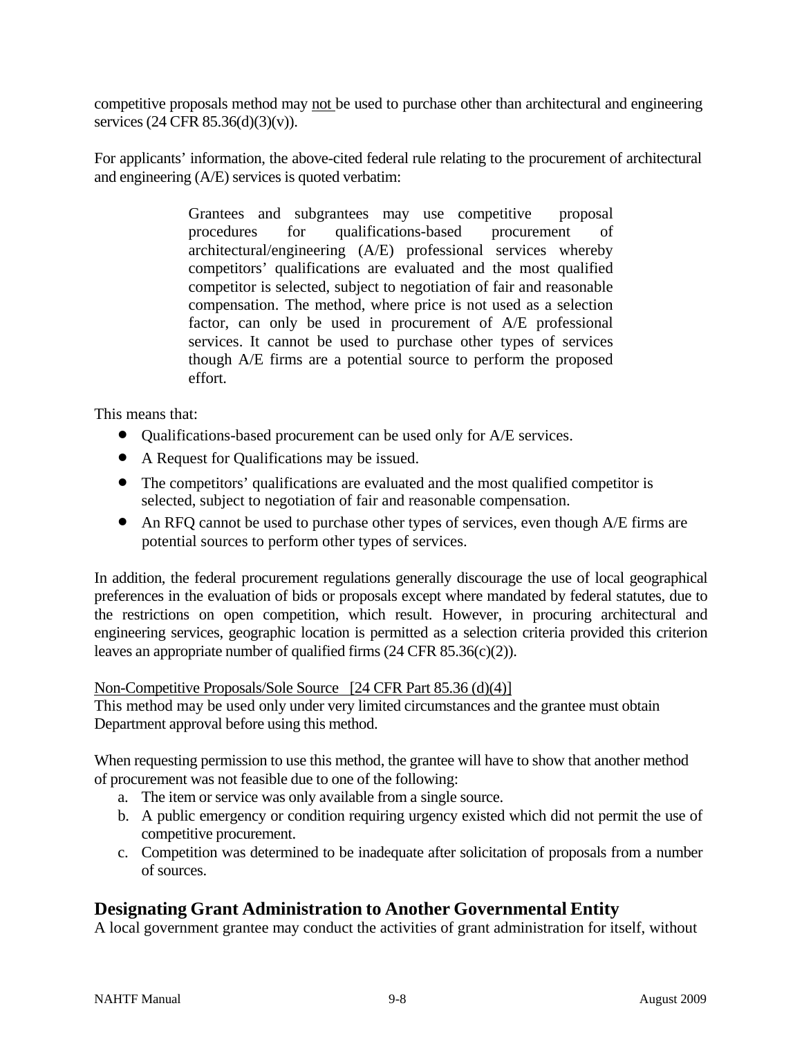competitive proposals method may not be used to purchase other than architectural and engineering services (24 CFR 85.36(d)(3)(v)).

For applicants' information, the above-cited federal rule relating to the procurement of architectural and engineering (A/E) services is quoted verbatim:

> Grantees and subgrantees may use competitive proposal procedures for qualifications-based procurement of architectural/engineering (A/E) professional services whereby competitors' qualifications are evaluated and the most qualified competitor is selected, subject to negotiation of fair and reasonable compensation. The method, where price is not used as a selection factor, can only be used in procurement of A/E professional services. It cannot be used to purchase other types of services though A/E firms are a potential source to perform the proposed effort.

This means that:

- Qualifications-based procurement can be used only for A/E services.
- A Request for Qualifications may be issued.
- The competitors' qualifications are evaluated and the most qualified competitor is selected, subject to negotiation of fair and reasonable compensation.
- An RFQ cannot be used to purchase other types of services, even though A/E firms are potential sources to perform other types of services.

In addition, the federal procurement regulations generally discourage the use of local geographical preferences in the evaluation of bids or proposals except where mandated by federal statutes, due to the restrictions on open competition, which result. However, in procuring architectural and engineering services, geographic location is permitted as a selection criteria provided this criterion leaves an appropriate number of qualified firms (24 CFR 85.36(c)(2)).

Non-Competitive Proposals/Sole Source [24 CFR Part 85.36 (d)(4)]
This method may be used only under very limited circumstances and the grantee must obtain Department approval before using this method.

When requesting permission to use this method, the grantee will have to show that another method of procurement was not feasible due to one of the following:

a. The item or service was only available from a single source.
b. A public emergency or condition requiring urgency existed which did not permit the use of competitive procurement.
c. Competition was determined to be inadequate after solicitation of proposals from a number of sources.

## Designating Grant Administration to Another Governmental Entity

A local government grantee may conduct the activities of grant administration for itself, without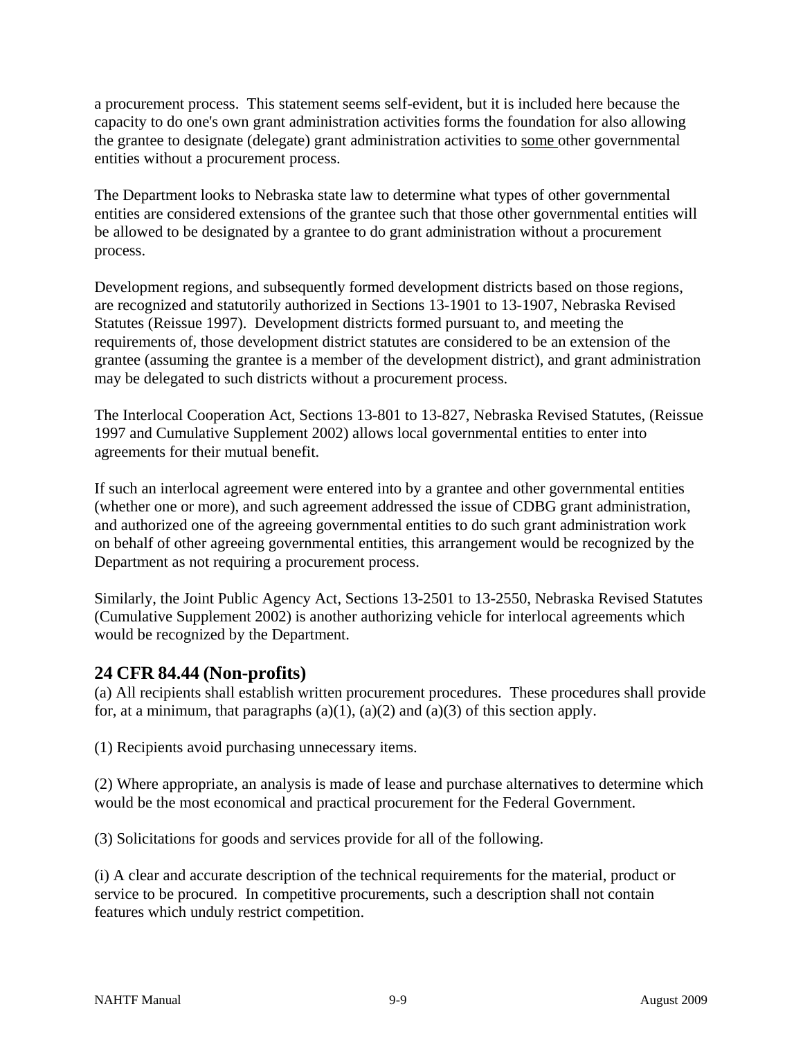a procurement process. This statement seems self-evident, but it is included here because the capacity to do one's own grant administration activities forms the foundation for also allowing the grantee to designate (delegate) grant administration activities to some other governmental entities without a procurement process.

The Department looks to Nebraska state law to determine what types of other governmental entities are considered extensions of the grantee such that those other governmental entities will be allowed to be designated by a grantee to do grant administration without a procurement process.

Development regions, and subsequently formed development districts based on those regions, are recognized and statutorily authorized in Sections 13-1901 to 13-1907, Nebraska Revised Statutes (Reissue 1997). Development districts formed pursuant to, and meeting the requirements of, those development district statutes are considered to be an extension of the grantee (assuming the grantee is a member of the development district), and grant administration may be delegated to such districts without a procurement process.

The Interlocal Cooperation Act, Sections 13-801 to 13-827, Nebraska Revised Statutes, (Reissue 1997 and Cumulative Supplement 2002) allows local governmental entities to enter into agreements for their mutual benefit.

If such an interlocal agreement were entered into by a grantee and other governmental entities (whether one or more), and such agreement addressed the issue of CDBG grant administration, and authorized one of the agreeing governmental entities to do such grant administration work on behalf of other agreeing governmental entities, this arrangement would be recognized by the Department as not requiring a procurement process.

Similarly, the Joint Public Agency Act, Sections 13-2501 to 13-2550, Nebraska Revised Statutes (Cumulative Supplement 2002) is another authorizing vehicle for interlocal agreements which would be recognized by the Department.

## 24 CFR 84.44 (Non-profits)

(a) All recipients shall establish written procurement procedures. These procedures shall provide for, at a minimum, that paragraphs (a)(1), (a)(2) and (a)(3) of this section apply.

(1) Recipients avoid purchasing unnecessary items.

(2) Where appropriate, an analysis is made of lease and purchase alternatives to determine which would be the most economical and practical procurement for the Federal Government.

(3) Solicitations for goods and services provide for all of the following.

(i) A clear and accurate description of the technical requirements for the material, product or service to be procured. In competitive procurements, such a description shall not contain features which unduly restrict competition.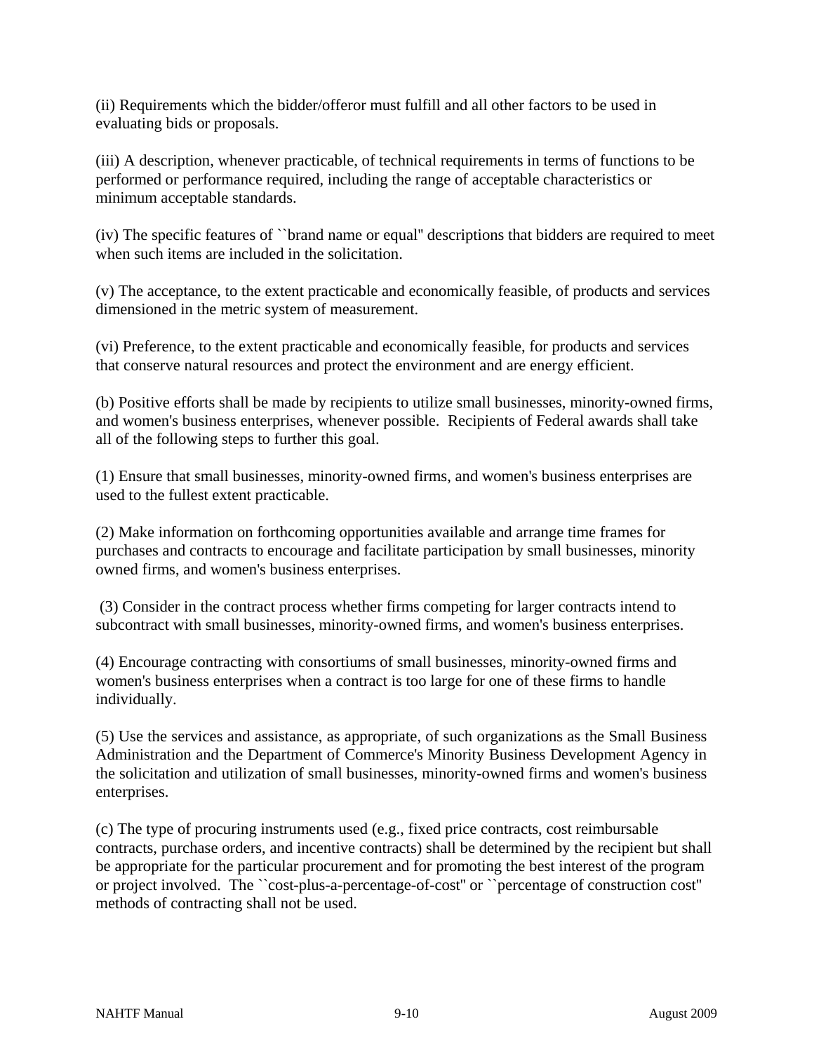(ii) Requirements which the bidder/offeror must fulfill and all other factors to be used in evaluating bids or proposals.

(iii) A description, whenever practicable, of technical requirements in terms of functions to be performed or performance required, including the range of acceptable characteristics or minimum acceptable standards.

(iv) The specific features of ``brand name or equal'' descriptions that bidders are required to meet when such items are included in the solicitation.

(v) The acceptance, to the extent practicable and economically feasible, of products and services dimensioned in the metric system of measurement.

(vi) Preference, to the extent practicable and economically feasible, for products and services that conserve natural resources and protect the environment and are energy efficient.

(b) Positive efforts shall be made by recipients to utilize small businesses, minority-owned firms, and women's business enterprises, whenever possible. Recipients of Federal awards shall take all of the following steps to further this goal.

(1) Ensure that small businesses, minority-owned firms, and women's business enterprises are used to the fullest extent practicable.

(2) Make information on forthcoming opportunities available and arrange time frames for purchases and contracts to encourage and facilitate participation by small businesses, minority owned firms, and women's business enterprises.

(3) Consider in the contract process whether firms competing for larger contracts intend to subcontract with small businesses, minority-owned firms, and women's business enterprises.

(4) Encourage contracting with consortiums of small businesses, minority-owned firms and women's business enterprises when a contract is too large for one of these firms to handle individually.

(5) Use the services and assistance, as appropriate, of such organizations as the Small Business Administration and the Department of Commerce's Minority Business Development Agency in the solicitation and utilization of small businesses, minority-owned firms and women's business enterprises.

(c) The type of procuring instruments used (e.g., fixed price contracts, cost reimbursable contracts, purchase orders, and incentive contracts) shall be determined by the recipient but shall be appropriate for the particular procurement and for promoting the best interest of the program or project involved. The ``cost-plus-a-percentage-of-cost'' or ``percentage of construction cost'' methods of contracting shall not be used.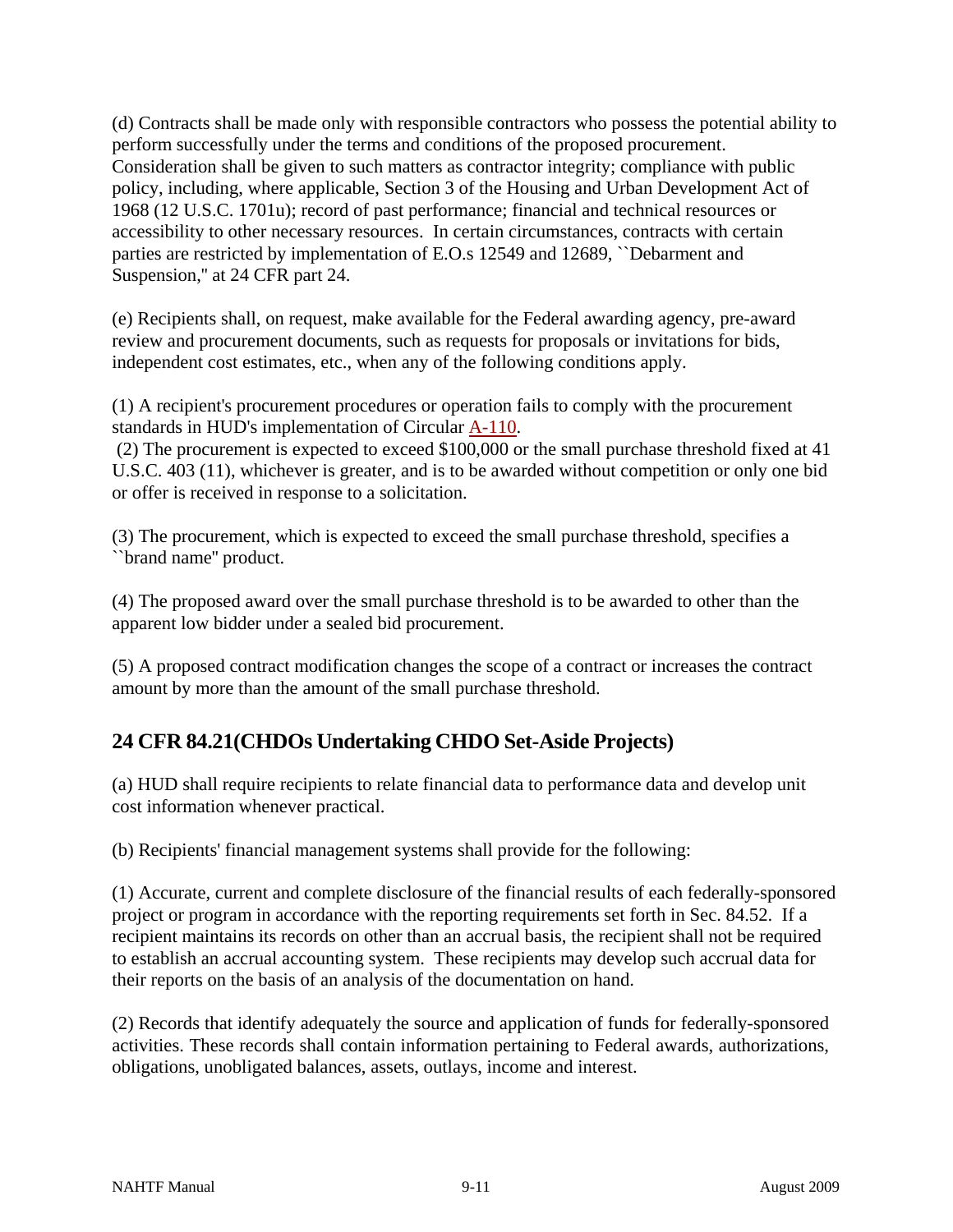(d) Contracts shall be made only with responsible contractors who possess the potential ability to perform successfully under the terms and conditions of the proposed procurement. Consideration shall be given to such matters as contractor integrity; compliance with public policy, including, where applicable, Section 3 of the Housing and Urban Development Act of 1968 (12 U.S.C. 1701u); record of past performance; financial and technical resources or accessibility to other necessary resources. In certain circumstances, contracts with certain parties are restricted by implementation of E.O.s 12549 and 12689, ``Debarment and Suspension,'' at 24 CFR part 24.

(e) Recipients shall, on request, make available for the Federal awarding agency, pre-award review and procurement documents, such as requests for proposals or invitations for bids, independent cost estimates, etc., when any of the following conditions apply.

(1) A recipient's procurement procedures or operation fails to comply with the procurement standards in HUD's implementation of Circular A-110.
(2) The procurement is expected to exceed $100,000 or the small purchase threshold fixed at 41 U.S.C. 403 (11), whichever is greater, and is to be awarded without competition or only one bid or offer is received in response to a solicitation.

(3) The procurement, which is expected to exceed the small purchase threshold, specifies a ``brand name'' product.

(4) The proposed award over the small purchase threshold is to be awarded to other than the apparent low bidder under a sealed bid procurement.

(5) A proposed contract modification changes the scope of a contract or increases the contract amount by more than the amount of the small purchase threshold.

## 24 CFR 84.21(CHDOs Undertaking CHDO Set-Aside Projects)

(a) HUD shall require recipients to relate financial data to performance data and develop unit cost information whenever practical.

(b) Recipients' financial management systems shall provide for the following:

(1) Accurate, current and complete disclosure of the financial results of each federally-sponsored project or program in accordance with the reporting requirements set forth in Sec. 84.52. If a recipient maintains its records on other than an accrual basis, the recipient shall not be required to establish an accrual accounting system. These recipients may develop such accrual data for their reports on the basis of an analysis of the documentation on hand.

(2) Records that identify adequately the source and application of funds for federally-sponsored activities. These records shall contain information pertaining to Federal awards, authorizations, obligations, unobligated balances, assets, outlays, income and interest.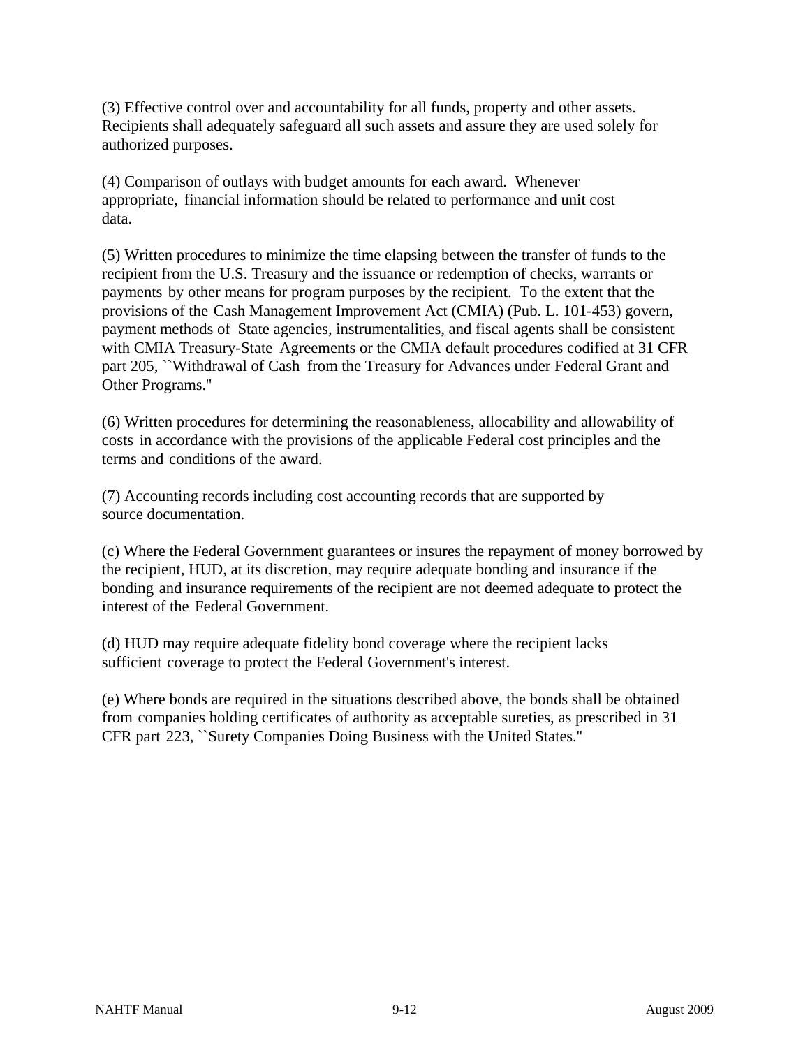(3) Effective control over and accountability for all funds, property and other assets. Recipients shall adequately safeguard all such assets and assure they are used solely for authorized purposes.

(4) Comparison of outlays with budget amounts for each award. Whenever appropriate, financial information should be related to performance and unit cost data.

(5) Written procedures to minimize the time elapsing between the transfer of funds to the recipient from the U.S. Treasury and the issuance or redemption of checks, warrants or payments by other means for program purposes by the recipient. To the extent that the provisions of the Cash Management Improvement Act (CMIA) (Pub. L. 101-453) govern, payment methods of State agencies, instrumentalities, and fiscal agents shall be consistent with CMIA Treasury-State Agreements or the CMIA default procedures codified at 31 CFR part 205, ``Withdrawal of Cash from the Treasury for Advances under Federal Grant and Other Programs.''

(6) Written procedures for determining the reasonableness, allocability and allowability of costs in accordance with the provisions of the applicable Federal cost principles and the terms and conditions of the award.

(7) Accounting records including cost accounting records that are supported by source documentation.

(c) Where the Federal Government guarantees or insures the repayment of money borrowed by the recipient, HUD, at its discretion, may require adequate bonding and insurance if the bonding and insurance requirements of the recipient are not deemed adequate to protect the interest of the Federal Government.

(d) HUD may require adequate fidelity bond coverage where the recipient lacks sufficient coverage to protect the Federal Government's interest.

(e) Where bonds are required in the situations described above, the bonds shall be obtained from companies holding certificates of authority as acceptable sureties, as prescribed in 31 CFR part 223, ``Surety Companies Doing Business with the United States.''